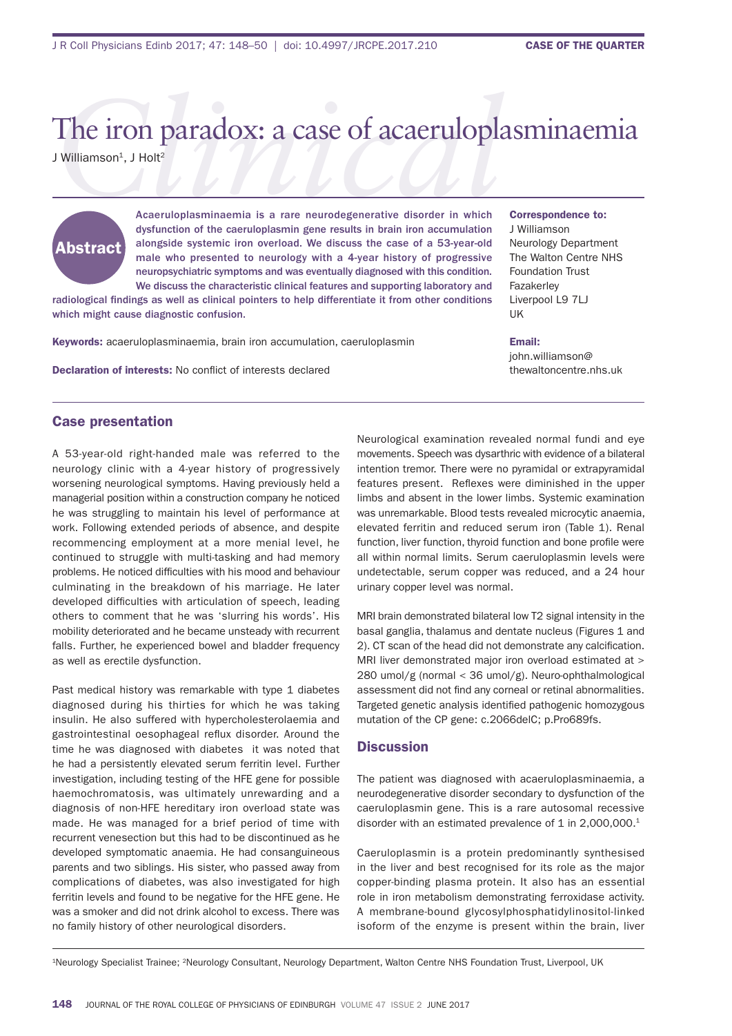# The iron paradox: a case of acaeruloplasminaemia

J Williamson[1], J Holt[2]

## Abstract

Acaeruloplasminaemia is a rare neurodegenerative disorder in which dysfunction of the caeruloplasmin gene results in brain iron accumulation alongside systemic iron overload. We discuss the case of a 53-year-old male who presented to neurology with a 4-year history of progressive neuropsychiatric symptoms and was eventually diagnosed with this condition. We discuss the characteristic clinical features and supporting laboratory and radiological findings as well as clinical pointers to help differentiate it from other conditions which might cause diagnostic confusion.

**Keywords:** acaeruloplasminaemia, brain iron accumulation, caeruloplasmin

**Declaration of interests:** No conflict of interests declared

**Correspondence to:**
J Williamson
Neurology Department
The Walton Centre NHS Foundation Trust
Fazakerley
Liverpool L9 7LJ
UK

**Email:**
john.williamson@thewaltoncentre.nhs.uk

## Case presentation

A 53-year-old right-handed male was referred to the neurology clinic with a 4-year history of progressively worsening neurological symptoms. Having previously held a managerial position within a construction company he noticed he was struggling to maintain his level of performance at work. Following extended periods of absence, and despite recommencing employment at a more menial level, he continued to struggle with multi-tasking and had memory problems. He noticed difficulties with his mood and behaviour culminating in the breakdown of his marriage. He later developed difficulties with articulation of speech, leading others to comment that he was 'slurring his words'. His mobility deteriorated and he became unsteady with recurrent falls. Further, he experienced bowel and bladder frequency as well as erectile dysfunction.

Past medical history was remarkable with type 1 diabetes diagnosed during his thirties for which he was taking insulin. He also suffered with hypercholesterolaemia and gastrointestinal oesophageal reflux disorder. Around the time he was diagnosed with diabetes it was noted that he had a persistently elevated serum ferritin level. Further investigation, including testing of the HFE gene for possible haemochromatosis, was ultimately unrewarding and a diagnosis of non-HFE hereditary iron overload state was made. He was managed for a brief period of time with recurrent venesection but this had to be discontinued as he developed symptomatic anaemia. He had consanguineous parents and two siblings. His sister, who passed away from complications of diabetes, was also investigated for high ferritin levels and found to be negative for the HFE gene. He was a smoker and did not drink alcohol to excess. There was no family history of other neurological disorders.

Neurological examination revealed normal fundi and eye movements. Speech was dysarthric with evidence of a bilateral intention tremor. There were no pyramidal or extrapyramidal features present. Reflexes were diminished in the upper limbs and absent in the lower limbs. Systemic examination was unremarkable. Blood tests revealed microcytic anaemia, elevated ferritin and reduced serum iron (Table 1). Renal function, liver function, thyroid function and bone profile were all within normal limits. Serum caeruloplasmin levels were undetectable, serum copper was reduced, and a 24 hour urinary copper level was normal.

MRI brain demonstrated bilateral low T2 signal intensity in the basal ganglia, thalamus and dentate nucleus (Figures 1 and 2). CT scan of the head did not demonstrate any calcification. MRI liver demonstrated major iron overload estimated at > 280 umol/g (normal < 36 umol/g). Neuro-ophthalmological assessment did not find any corneal or retinal abnormalities. Targeted genetic analysis identified pathogenic homozygous mutation of the CP gene: c.2066delC; p.Pro689fs.

## Discussion

The patient was diagnosed with acaeruloplasminaemia, a neurodegenerative disorder secondary to dysfunction of the caeruloplasmin gene. This is a rare autosomal recessive disorder with an estimated prevalence of 1 in 2,000,000.[1]

Caeruloplasmin is a protein predominantly synthesised in the liver and best recognised for its role as the major copper-binding plasma protein. It also has an essential role in iron metabolism demonstrating ferroxidase activity. A membrane-bound glycosylphosphatidylinositol-linked isoform of the enzyme is present within the brain, liver

[1]Neurology Specialist Trainee; [2]Neurology Consultant, Neurology Department, Walton Centre NHS Foundation Trust, Liverpool, UK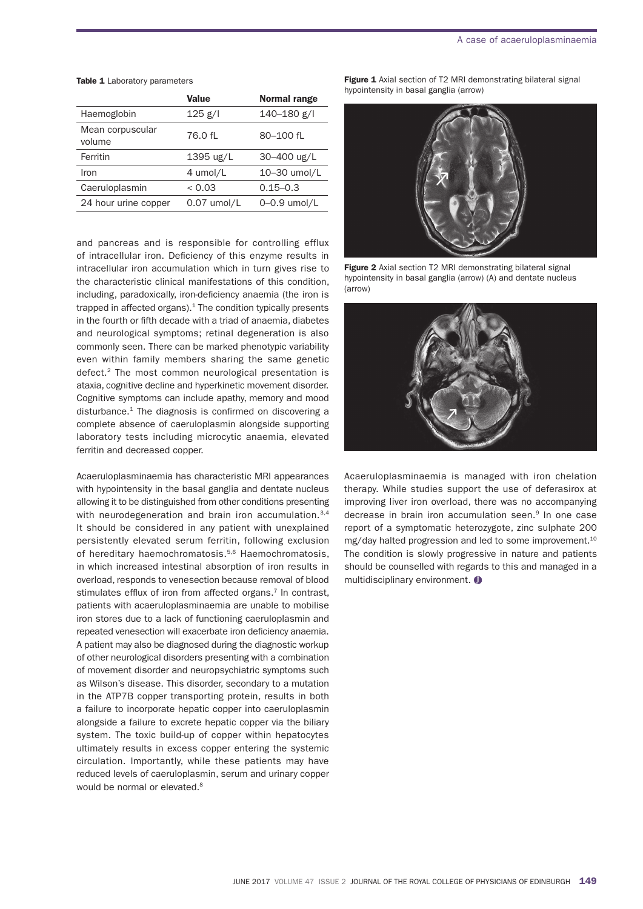**Table 1** Laboratory parameters

| | Value | Normal range |
|---|---|---|
| Haemoglobin | 125 g/l | 140–180 g/l |
| Mean corpuscular volume | 76.0 fL | 80–100 fL |
| Ferritin | 1395 ug/L | 30–400 ug/L |
| Iron | 4 umol/L | 10–30 umol/L |
| Caeruloplasmin | < 0.03 | 0.15–0.3 |
| 24 hour urine copper | 0.07 umol/L | 0–0.9 umol/L |

and pancreas and is responsible for controlling efflux of intracellular iron. Deficiency of this enzyme results in intracellular iron accumulation which in turn gives rise to the characteristic clinical manifestations of this condition, including, paradoxically, iron-deficiency anaemia (the iron is trapped in affected organs).[1] The condition typically presents in the fourth or fifth decade with a triad of anaemia, diabetes and neurological symptoms; retinal degeneration is also commonly seen. There can be marked phenotypic variability even within family members sharing the same genetic defect.[2] The most common neurological presentation is ataxia, cognitive decline and hyperkinetic movement disorder. Cognitive symptoms can include apathy, memory and mood disturbance.[1] The diagnosis is confirmed on discovering a complete absence of caeruloplasmin alongside supporting laboratory tests including microcytic anaemia, elevated ferritin and decreased copper.

Acaeruloplasminaemia has characteristic MRI appearances with hypointensity in the basal ganglia and dentate nucleus allowing it to be distinguished from other conditions presenting with neurodegeneration and brain iron accumulation.[3,4] It should be considered in any patient with unexplained persistently elevated serum ferritin, following exclusion of hereditary haemochromatosis.[5,6] Haemochromatosis, in which increased intestinal absorption of iron results in overload, responds to venesection because removal of blood stimulates efflux of iron from affected organs.[7] In contrast, patients with acaeruloplasminaemia are unable to mobilise iron stores due to a lack of functioning caeruloplasmin and repeated venesection will exacerbate iron deficiency anaemia. A patient may also be diagnosed during the diagnostic workup of other neurological disorders presenting with a combination of movement disorder and neuropsychiatric symptoms such as Wilson's disease. This disorder, secondary to a mutation in the ATP7B copper transporting protein, results in both a failure to incorporate hepatic copper into caeruloplasmin alongside a failure to excrete hepatic copper via the biliary system. The toxic build-up of copper within hepatocytes ultimately results in excess copper entering the systemic circulation. Importantly, while these patients may have reduced levels of caeruloplasmin, serum and urinary copper would be normal or elevated.[8]

**Figure 1** Axial section of T2 MRI demonstrating bilateral signal hypointensity in basal ganglia (arrow)

**Figure 2** Axial section T2 MRI demonstrating bilateral signal hypointensity in basal ganglia (arrow) (A) and dentate nucleus (arrow)

Acaeruloplasminaemia is managed with iron chelation therapy. While studies support the use of deferasirox at improving liver iron overload, there was no accompanying decrease in brain iron accumulation seen.[9] In one case report of a symptomatic heterozygote, zinc sulphate 200 mg/day halted progression and led to some improvement.[10] The condition is slowly progressive in nature and patients should be counselled with regards to this and managed in a multidisciplinary environment.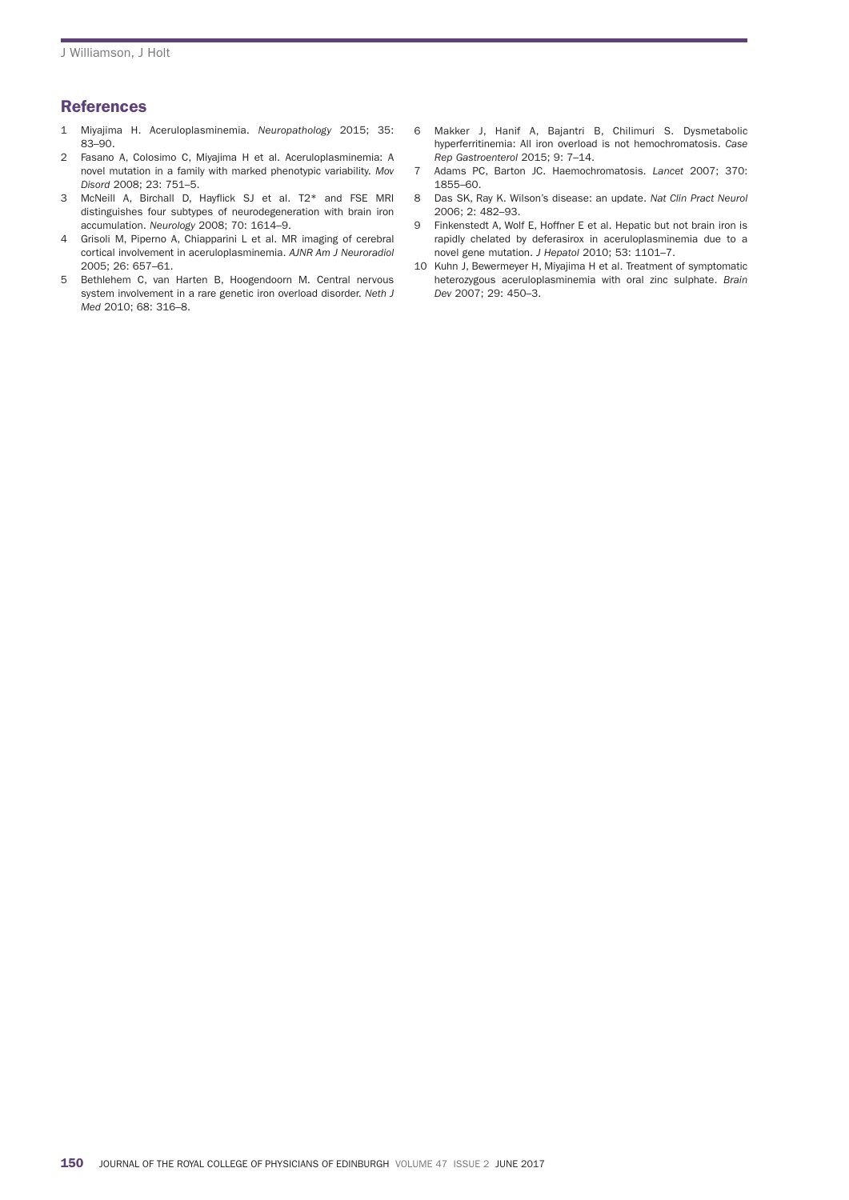## References

1. Miyajima H. Aceruloplasminemia. *Neuropathology* 2015; 35: 83–90.
2. Fasano A, Colosimo C, Miyajima H et al. Aceruloplasminemia: A novel mutation in a family with marked phenotypic variability. *Mov Disord* 2008; 23: 751–5.
3. McNeill A, Birchall D, Hayflick SJ et al. T2* and FSE MRI distinguishes four subtypes of neurodegeneration with brain iron accumulation. *Neurology* 2008; 70: 1614–9.
4. Grisoli M, Piperno A, Chiapparini L et al. MR imaging of cerebral cortical involvement in aceruloplasminemia. *AJNR Am J Neuroradiol* 2005; 26: 657–61.
5. Bethlehem C, van Harten B, Hoogendoorn M. Central nervous system involvement in a rare genetic iron overload disorder. *Neth J Med* 2010; 68: 316–8.
6. Makker J, Hanif A, Bajantri B, Chilimuri S. Dysmetabolic hyperferritinemia: All iron overload is not hemochromatosis. *Case Rep Gastroenterol* 2015; 9: 7–14.
7. Adams PC, Barton JC. Haemochromatosis. *Lancet* 2007; 370: 1855–60.
8. Das SK, Ray K. Wilson's disease: an update. *Nat Clin Pract Neurol* 2006; 2: 482–93.
9. Finkenstedt A, Wolf E, Hoffner E et al. Hepatic but not brain iron is rapidly chelated by deferasirox in aceruloplasminemia due to a novel gene mutation. *J Hepatol* 2010; 53: 1101–7.
10. Kuhn J, Bewermeyer H, Miyajima H et al. Treatment of symptomatic heterozygous aceruloplasminemia with oral zinc sulphate. *Brain Dev* 2007; 29: 450–3.